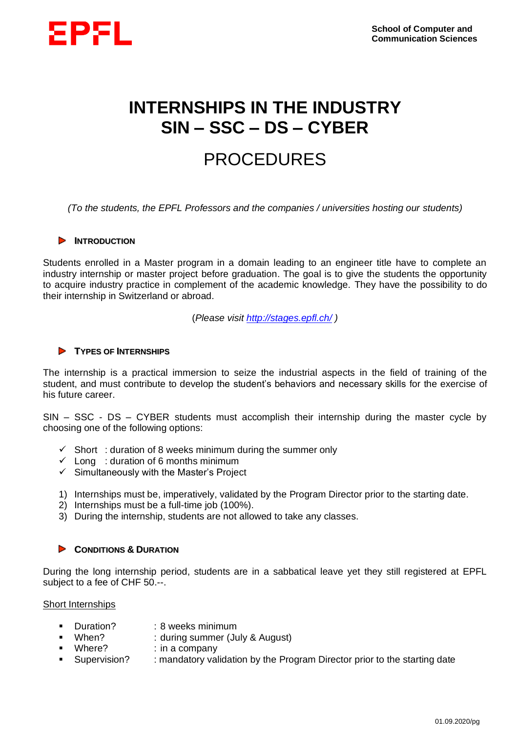EPFL

School of Computer and Communication Sciences

# INTERNSHIPS IN THE INDUSTRY
# SIN – SSC – DS – CYBER

# PROCEDURES

*(To the students, the EPFL Professors and the companies / universities hosting our students)*

## INTRODUCTION

Students enrolled in a Master program in a domain leading to an engineer title have to complete an industry internship or master project before graduation. The goal is to give the students the opportunity to acquire industry practice in complement of the academic knowledge. They have the possibility to do their internship in Switzerland or abroad.

(*Please visit [http://stages.epfl.ch/](http://stages.epfl.ch/)* )

## TYPES OF INTERNSHIPS

The internship is a practical immersion to seize the industrial aspects in the field of training of the student, and must contribute to develop the student's behaviors and necessary skills for the exercise of his future career.

SIN – SSC - DS – CYBER students must accomplish their internship during the master cycle by choosing one of the following options:

- ✓ Short : duration of 8 weeks minimum during the summer only
- ✓ Long : duration of 6 months minimum
- ✓ Simultaneously with the Master's Project

1) Internships must be, imperatively, validated by the Program Director prior to the starting date.
2) Internships must be a full-time job (100%).
3) During the internship, students are not allowed to take any classes.

## CONDITIONS & DURATION

During the long internship period, students are in a sabbatical leave yet they still registered at EPFL subject to a fee of CHF 50.--.

<u>Short Internships</u>

- Duration? : 8 weeks minimum
- When? : during summer (July & August)
- Where? : in a company
- Supervision? : mandatory validation by the Program Director prior to the starting date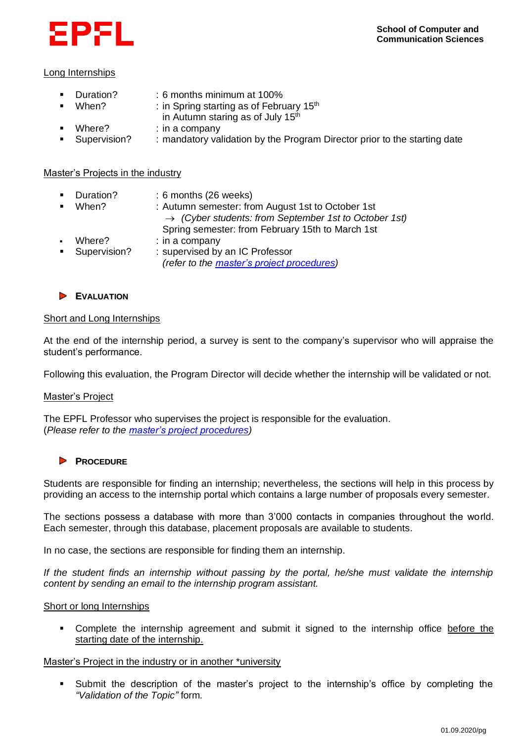### Long Internships

- Duration? : 6 months minimum at 100%
- When? : in Spring starting as of February 15th
  in Autumn staring as of July 15th
- Where? : in a company
- Supervision? : mandatory validation by the Program Director prior to the starting date

### Master's Projects in the industry

- Duration? : 6 months (26 weeks)
- When? : Autumn semester: from August 1st to October 1st
  → *(Cyber students: from September 1st to October 1st)*
  Spring semester: from February 15th to March 1st
- Where? : in a company
- Supervision? : supervised by an IC Professor
  *(refer to the [master's project procedures])*

## ▶ EVALUATION

### Short and Long Internships

At the end of the internship period, a survey is sent to the company's supervisor who will appraise the student's performance.

Following this evaluation, the Program Director will decide whether the internship will be validated or not.

### Master's Project

The EPFL Professor who supervises the project is responsible for the evaluation.
(*Please refer to the [master's project procedures]*)

## ▶ PROCEDURE

Students are responsible for finding an internship; nevertheless, the sections will help in this process by providing an access to the internship portal which contains a large number of proposals every semester.

The sections possess a database with more than 3'000 contacts in companies throughout the world. Each semester, through this database, placement proposals are available to students.

In no case, the sections are responsible for finding them an internship.

*If the student finds an internship without passing by the portal, he/she must validate the internship content by sending an email to the internship program assistant.*

### Short or long Internships

- Complete the internship agreement and submit it signed to the internship office before the starting date of the internship.

### Master's Project in the industry or in another *university

- Submit the description of the master's project to the internship's office by completing the *"Validation of the Topic"* form.

01.09.2020/pg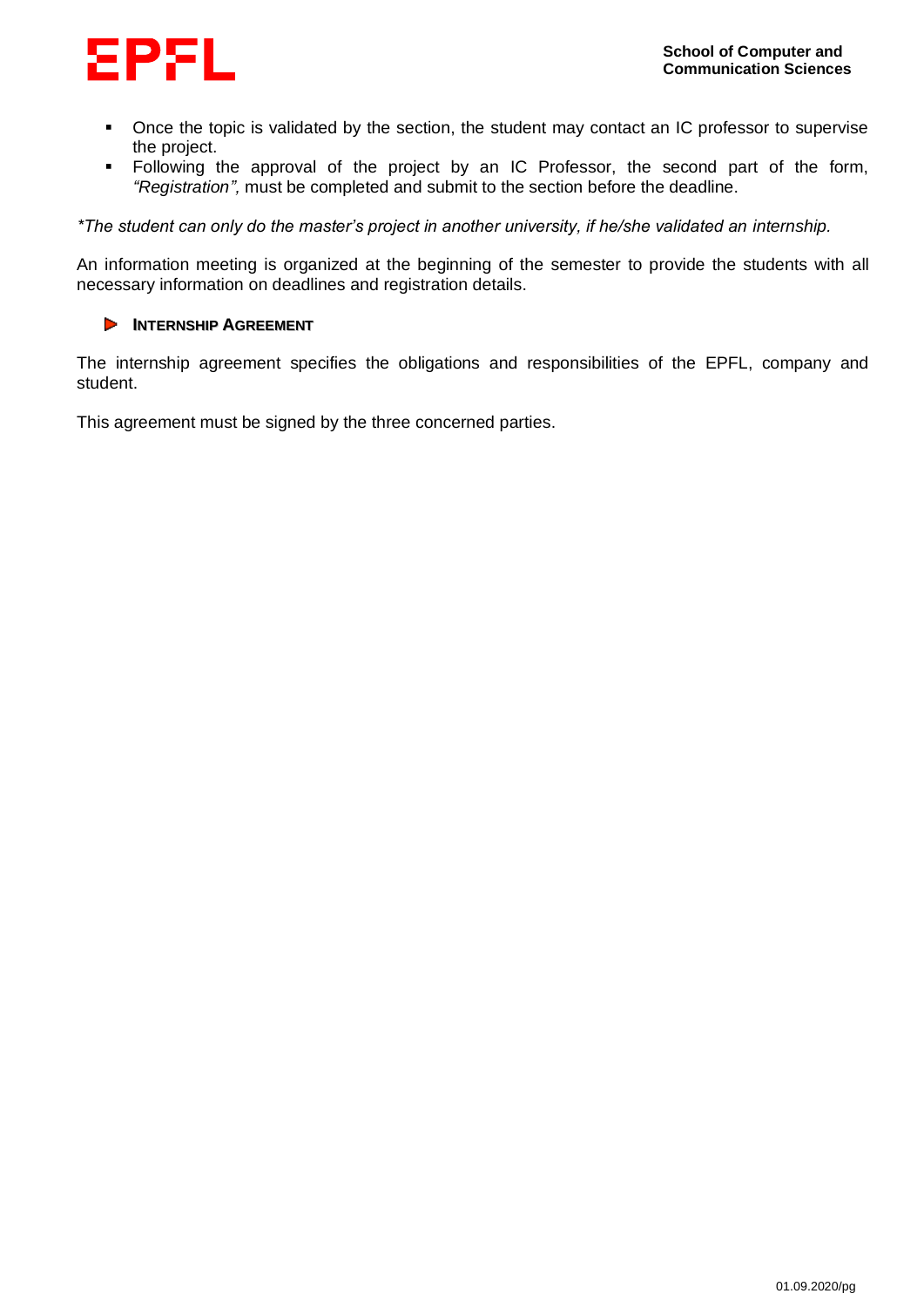- Once the topic is validated by the section, the student may contact an IC professor to supervise the project.
- Following the approval of the project by an IC Professor, the second part of the form, *"Registration",* must be completed and submit to the section before the deadline.

*\*The student can only do the master's project in another university, if he/she validated an internship.*

An information meeting is organized at the beginning of the semester to provide the students with all necessary information on deadlines and registration details.

### INTERNSHIP AGREEMENT

The internship agreement specifies the obligations and responsibilities of the EPFL, company and student.

This agreement must be signed by the three concerned parties.